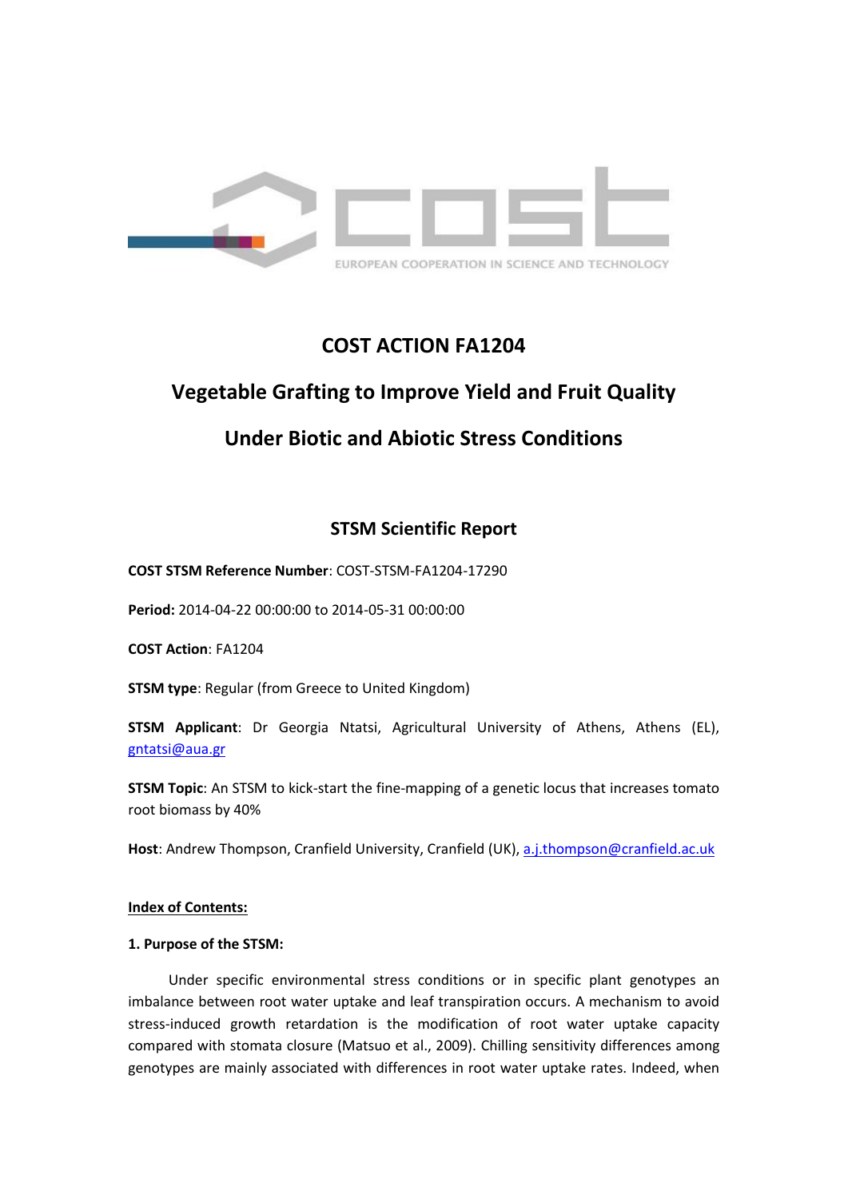COST ACTION FA1204

# Vegetable Grafting to Improve Yield and Fruit Quality Under Biotic and Abiotic Stress Conditions

## STSM Scientific Report

**COST STSM Reference Number**: COST-STSM-FA1204-17290

**Period:** 2014-04-22 00:00:00 to 2014-05-31 00:00:00

**COST Action**: FA1204

**STSM type**: Regular (from Greece to United Kingdom)

**STSM Applicant**: Dr Georgia Ntatsi, Agricultural University of Athens, Athens (EL), gntatsi@aua.gr

**STSM Topic**: An STSM to kick-start the fine-mapping of a genetic locus that increases tomato root biomass by 40%

**Host**: Andrew Thompson, Cranfield University, Cranfield (UK), a.j.thompson@cranfield.ac.uk

**Index of Contents:**

**1. Purpose of the STSM:**

Under specific environmental stress conditions or in specific plant genotypes an imbalance between root water uptake and leaf transpiration occurs. A mechanism to avoid stress-induced growth retardation is the modification of root water uptake capacity compared with stomata closure (Matsuo et al., 2009). Chilling sensitivity differences among genotypes are mainly associated with differences in root water uptake rates. Indeed, when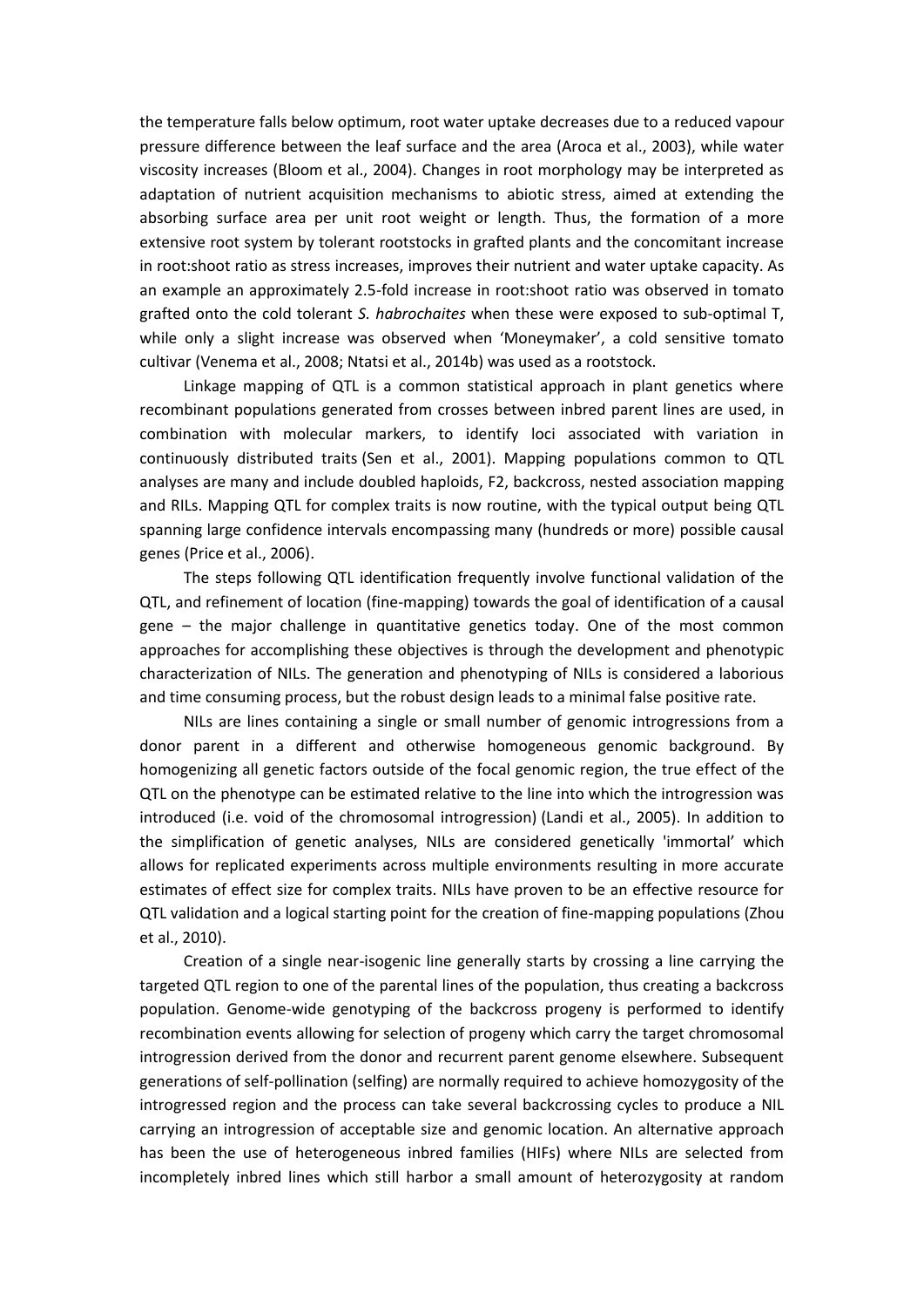the temperature falls below optimum, root water uptake decreases due to a reduced vapour pressure difference between the leaf surface and the area (Aroca et al., 2003), while water viscosity increases (Bloom et al., 2004). Changes in root morphology may be interpreted as adaptation of nutrient acquisition mechanisms to abiotic stress, aimed at extending the absorbing surface area per unit root weight or length. Thus, the formation of a more extensive root system by tolerant rootstocks in grafted plants and the concomitant increase in root:shoot ratio as stress increases, improves their nutrient and water uptake capacity. As an example an approximately 2.5-fold increase in root:shoot ratio was observed in tomato grafted onto the cold tolerant *S. habrochaites* when these were exposed to sub-optimal T, while only a slight increase was observed when 'Moneymaker', a cold sensitive tomato cultivar (Venema et al., 2008; Ntatsi et al., 2014b) was used as a rootstock.

Linkage mapping of QTL is a common statistical approach in plant genetics where recombinant populations generated from crosses between inbred parent lines are used, in combination with molecular markers, to identify loci associated with variation in continuously distributed traits (Sen et al., 2001). Mapping populations common to QTL analyses are many and include doubled haploids, F2, backcross, nested association mapping and RILs. Mapping QTL for complex traits is now routine, with the typical output being QTL spanning large confidence intervals encompassing many (hundreds or more) possible causal genes (Price et al., 2006).

The steps following QTL identification frequently involve functional validation of the QTL, and refinement of location (fine-mapping) towards the goal of identification of a causal gene – the major challenge in quantitative genetics today. One of the most common approaches for accomplishing these objectives is through the development and phenotypic characterization of NILs. The generation and phenotyping of NILs is considered a laborious and time consuming process, but the robust design leads to a minimal false positive rate.

NILs are lines containing a single or small number of genomic introgressions from a donor parent in a different and otherwise homogeneous genomic background. By homogenizing all genetic factors outside of the focal genomic region, the true effect of the QTL on the phenotype can be estimated relative to the line into which the introgression was introduced (i.e. void of the chromosomal introgression) (Landi et al., 2005). In addition to the simplification of genetic analyses, NILs are considered genetically 'immortal' which allows for replicated experiments across multiple environments resulting in more accurate estimates of effect size for complex traits. NILs have proven to be an effective resource for QTL validation and a logical starting point for the creation of fine-mapping populations (Zhou et al., 2010).

Creation of a single near-isogenic line generally starts by crossing a line carrying the targeted QTL region to one of the parental lines of the population, thus creating a backcross population. Genome-wide genotyping of the backcross progeny is performed to identify recombination events allowing for selection of progeny which carry the target chromosomal introgression derived from the donor and recurrent parent genome elsewhere. Subsequent generations of self-pollination (selfing) are normally required to achieve homozygosity of the introgressed region and the process can take several backcrossing cycles to produce a NIL carrying an introgression of acceptable size and genomic location. An alternative approach has been the use of heterogeneous inbred families (HIFs) where NILs are selected from incompletely inbred lines which still harbor a small amount of heterozygosity at random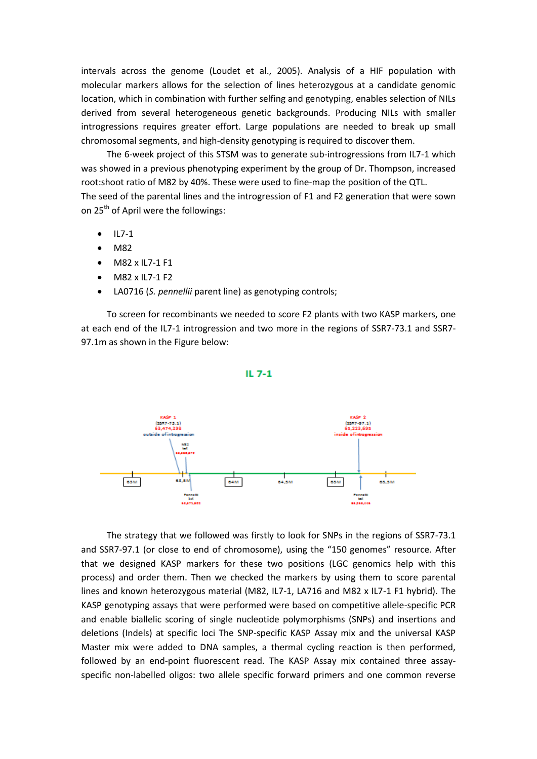intervals across the genome (Loudet et al., 2005). Analysis of a HIF population with molecular markers allows for the selection of lines heterozygous at a candidate genomic location, which in combination with further selfing and genotyping, enables selection of NILs derived from several heterogeneous genetic backgrounds. Producing NILs with smaller introgressions requires greater effort. Large populations are needed to break up small chromosomal segments, and high-density genotyping is required to discover them.

The 6-week project of this STSM was to generate sub-introgressions from IL7-1 which was showed in a previous phenotyping experiment by the group of Dr. Thompson, increased root:shoot ratio of M82 by 40%. These were used to fine-map the position of the QTL.

The seed of the parental lines and the introgression of F1 and F2 generation that were sown on 25th of April were the followings:

- IL7-1
- M82
- M82 x IL7-1 F1
- M82 x IL7-1 F2
- LA0716 (*S. pennellii* parent line) as genotyping controls;

To screen for recombinants we needed to score F2 plants with two KASP markers, one at each end of the IL7-1 introgression and two more in the regions of SSR7-73.1 and SSR7-97.1m as shown in the Figure below:

**IL 7-1**

KASP 1 (SSR7-73.1) 63,474,298 outside of introgression

KASP 2 (SSR7-97.1) 65,223,695 inside of introgression

The strategy that we followed was firstly to look for SNPs in the regions of SSR7-73.1 and SSR7-97.1 (or close to end of chromosome), using the "150 genomes" resource. After that we designed KASP markers for these two positions (LGC genomics help with this process) and order them. Then we checked the markers by using them to score parental lines and known heterozygous material (M82, IL7-1, LA716 and M82 x IL7-1 F1 hybrid). The KASP genotyping assays that were performed were based on competitive allele-specific PCR and enable biallelic scoring of single nucleotide polymorphisms (SNPs) and insertions and deletions (Indels) at specific loci The SNP-specific KASP Assay mix and the universal KASP Master mix were added to DNA samples, a thermal cycling reaction is then performed, followed by an end-point fluorescent read. The KASP Assay mix contained three assay-specific non-labelled oligos: two allele specific forward primers and one common reverse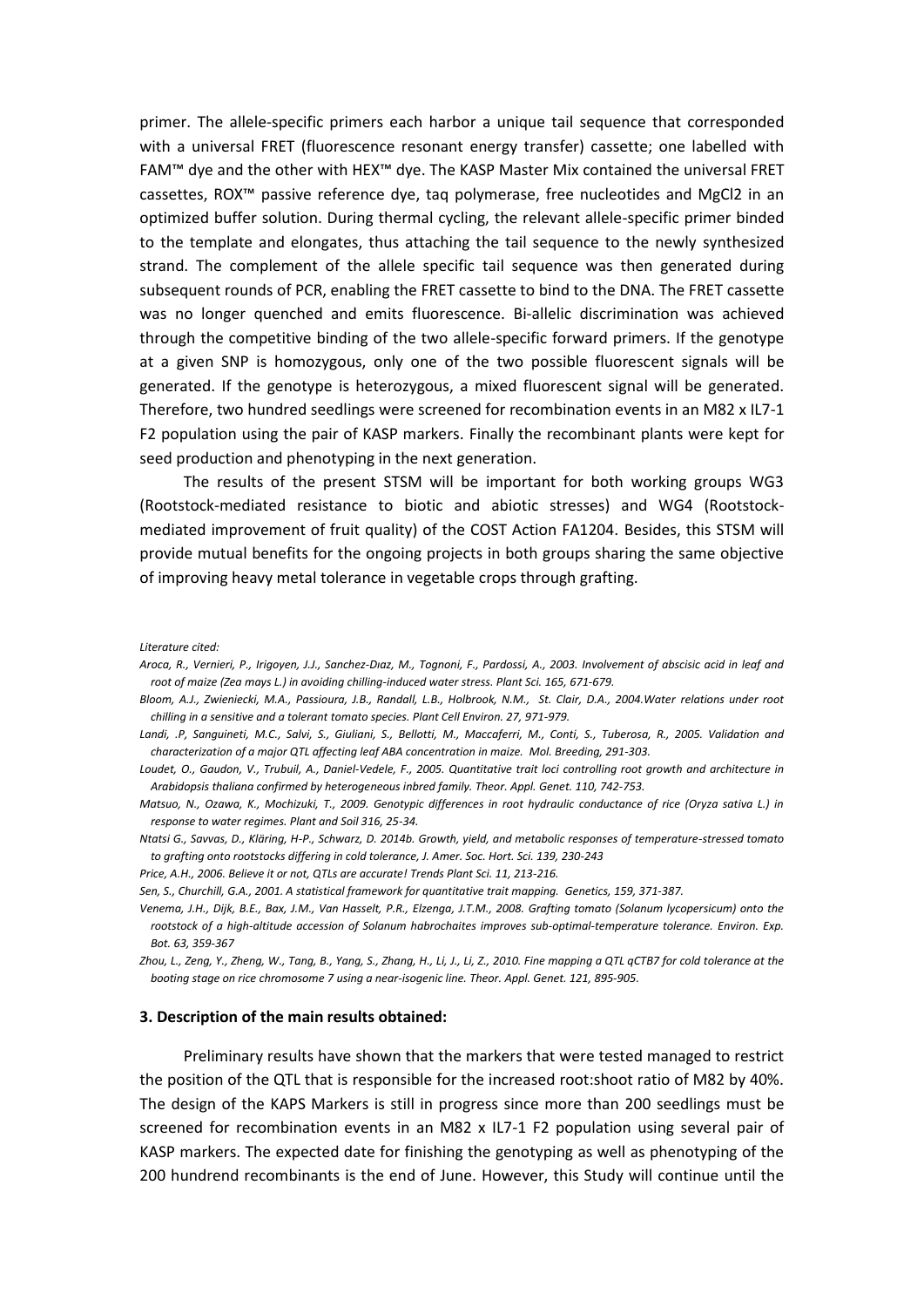primer. The allele-specific primers each harbor a unique tail sequence that corresponded with a universal FRET (fluorescence resonant energy transfer) cassette; one labelled with FAM™ dye and the other with HEX™ dye. The KASP Master Mix contained the universal FRET cassettes, ROX™ passive reference dye, taq polymerase, free nucleotides and MgCl2 in an optimized buffer solution. During thermal cycling, the relevant allele-specific primer binded to the template and elongates, thus attaching the tail sequence to the newly synthesized strand. The complement of the allele specific tail sequence was then generated during subsequent rounds of PCR, enabling the FRET cassette to bind to the DNA. The FRET cassette was no longer quenched and emits fluorescence. Bi-allelic discrimination was achieved through the competitive binding of the two allele-specific forward primers. If the genotype at a given SNP is homozygous, only one of the two possible fluorescent signals will be generated. If the genotype is heterozygous, a mixed fluorescent signal will be generated. Therefore, two hundred seedlings were screened for recombination events in an M82 x IL7-1 F2 population using the pair of KASP markers. Finally the recombinant plants were kept for seed production and phenotyping in the next generation.

The results of the present STSM will be important for both working groups WG3 (Rootstock-mediated resistance to biotic and abiotic stresses) and WG4 (Rootstock-mediated improvement of fruit quality) of the COST Action FA1204. Besides, this STSM will provide mutual benefits for the ongoing projects in both groups sharing the same objective of improving heavy metal tolerance in vegetable crops through grafting.

*Literature cited:*

*Aroca, R., Vernieri, P., Irigoyen, J.J., Sanchez-Dıaz, M., Tognoni, F., Pardossi, A., 2003. Involvement of abscisic acid in leaf and root of maize (Zea mays L.) in avoiding chilling-induced water stress. Plant Sci. 165, 671-679.*

*Bloom, A.J., Zwieniecki, M.A., Passioura, J.B., Randall, L.B., Holbrook, N.M., St. Clair, D.A., 2004.Water relations under root chilling in a sensitive and a tolerant tomato species. Plant Cell Environ. 27, 971-979.*

*Landi, .P, Sanguineti, M.C., Salvi, S., Giuliani, S., Bellotti, M., Maccaferri, M., Conti, S., Tuberosa, R., 2005. Validation and characterization of a major QTL affecting leaf ABA concentration in maize. Mol. Breeding, 291-303.*

*Loudet, O., Gaudon, V., Trubuil, A., Daniel-Vedele, F., 2005. Quantitative trait loci controlling root growth and architecture in Arabidopsis thaliana confirmed by heterogeneous inbred family. Theor. Appl. Genet. 110, 742-753.*

*Matsuo, N., Ozawa, K., Mochizuki, T., 2009. Genotypic differences in root hydraulic conductance of rice (Oryza sativa L.) in response to water regimes. Plant and Soil 316, 25-34.*

*Ntatsi G., Savvas, D., Kläring, H-P., Schwarz, D. 2014b. Growth, yield, and metabolic responses of temperature-stressed tomato to grafting onto rootstocks differing in cold tolerance, J. Amer. Soc. Hort. Sci. 139, 230-243*

*Price, A.H., 2006. Believe it or not, QTLs are accurate! Trends Plant Sci. 11, 213-216.*

*Sen, S., Churchill, G.A., 2001. A statistical framework for quantitative trait mapping. Genetics, 159, 371-387.*

*Venema, J.H., Dijk, B.E., Bax, J.M., Van Hasselt, P.R., Elzenga, J.T.M., 2008. Grafting tomato (Solanum lycopersicum) onto the rootstock of a high-altitude accession of Solanum habrochaites improves sub-optimal-temperature tolerance. Environ. Exp. Bot. 63, 359-367*

*Zhou, L., Zeng, Y., Zheng, W., Tang, B., Yang, S., Zhang, H., Li, J., Li, Z., 2010. Fine mapping a QTL qCTB7 for cold tolerance at the booting stage on rice chromosome 7 using a near-isogenic line. Theor. Appl. Genet. 121, 895-905.*

### 3. Description of the main results obtained:

Preliminary results have shown that the markers that were tested managed to restrict the position of the QTL that is responsible for the increased root:shoot ratio of M82 by 40%. The design of the KAPS Markers is still in progress since more than 200 seedlings must be screened for recombination events in an M82 x IL7-1 F2 population using several pair of KASP markers. The expected date for finishing the genotyping as well as phenotyping of the 200 hundrend recombinants is the end of June. However, this Study will continue until the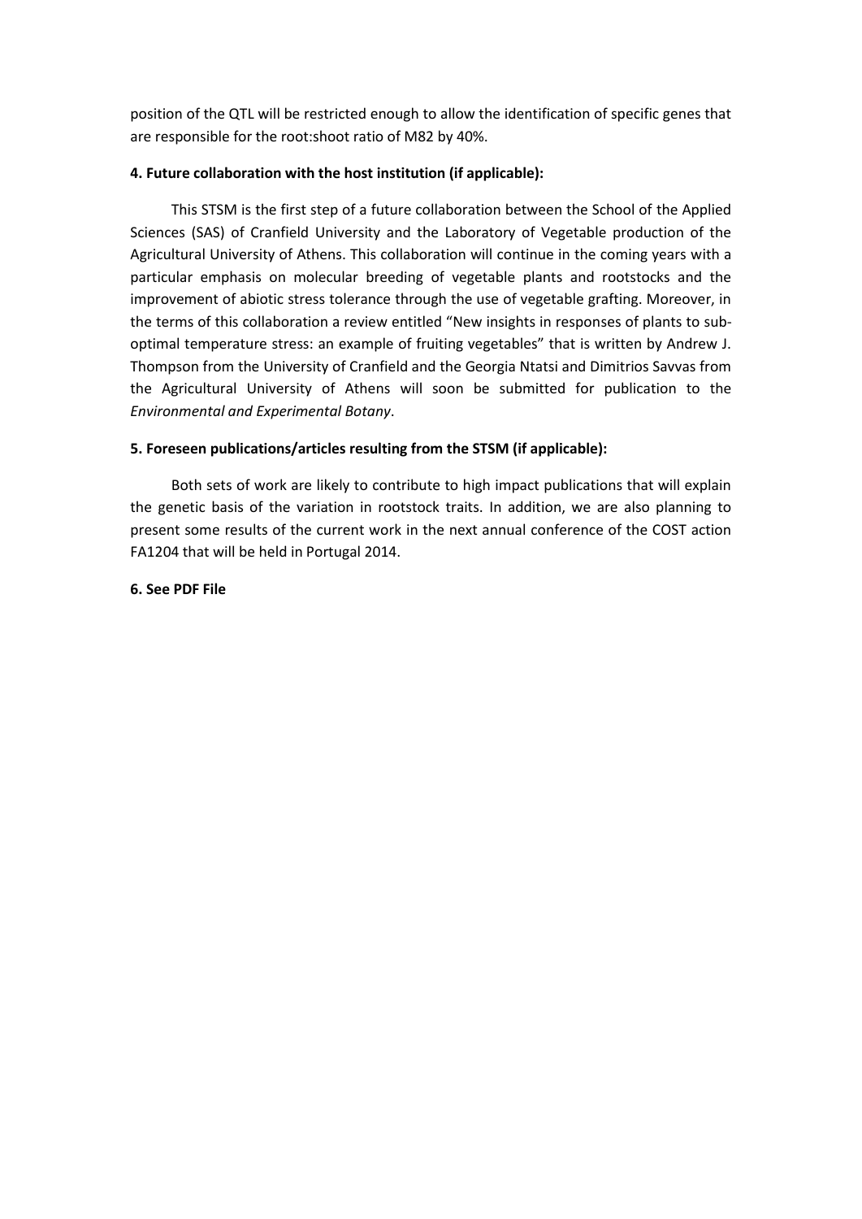position of the QTL will be restricted enough to allow the identification of specific genes that are responsible for the root:shoot ratio of M82 by 40%.

**4. Future collaboration with the host institution (if applicable):**

This STSM is the first step of a future collaboration between the School of the Applied Sciences (SAS) of Cranfield University and the Laboratory of Vegetable production of the Agricultural University of Athens. This collaboration will continue in the coming years with a particular emphasis on molecular breeding of vegetable plants and rootstocks and the improvement of abiotic stress tolerance through the use of vegetable grafting. Moreover, in the terms of this collaboration a review entitled "New insights in responses of plants to sub-optimal temperature stress: an example of fruiting vegetables" that is written by Andrew J. Thompson from the University of Cranfield and the Georgia Ntatsi and Dimitrios Savvas from the Agricultural University of Athens will soon be submitted for publication to the *Environmental and Experimental Botany*.

**5. Foreseen publications/articles resulting from the STSM (if applicable):**

Both sets of work are likely to contribute to high impact publications that will explain the genetic basis of the variation in rootstock traits. In addition, we are also planning to present some results of the current work in the next annual conference of the COST action FA1204 that will be held in Portugal 2014.

**6. See PDF File**